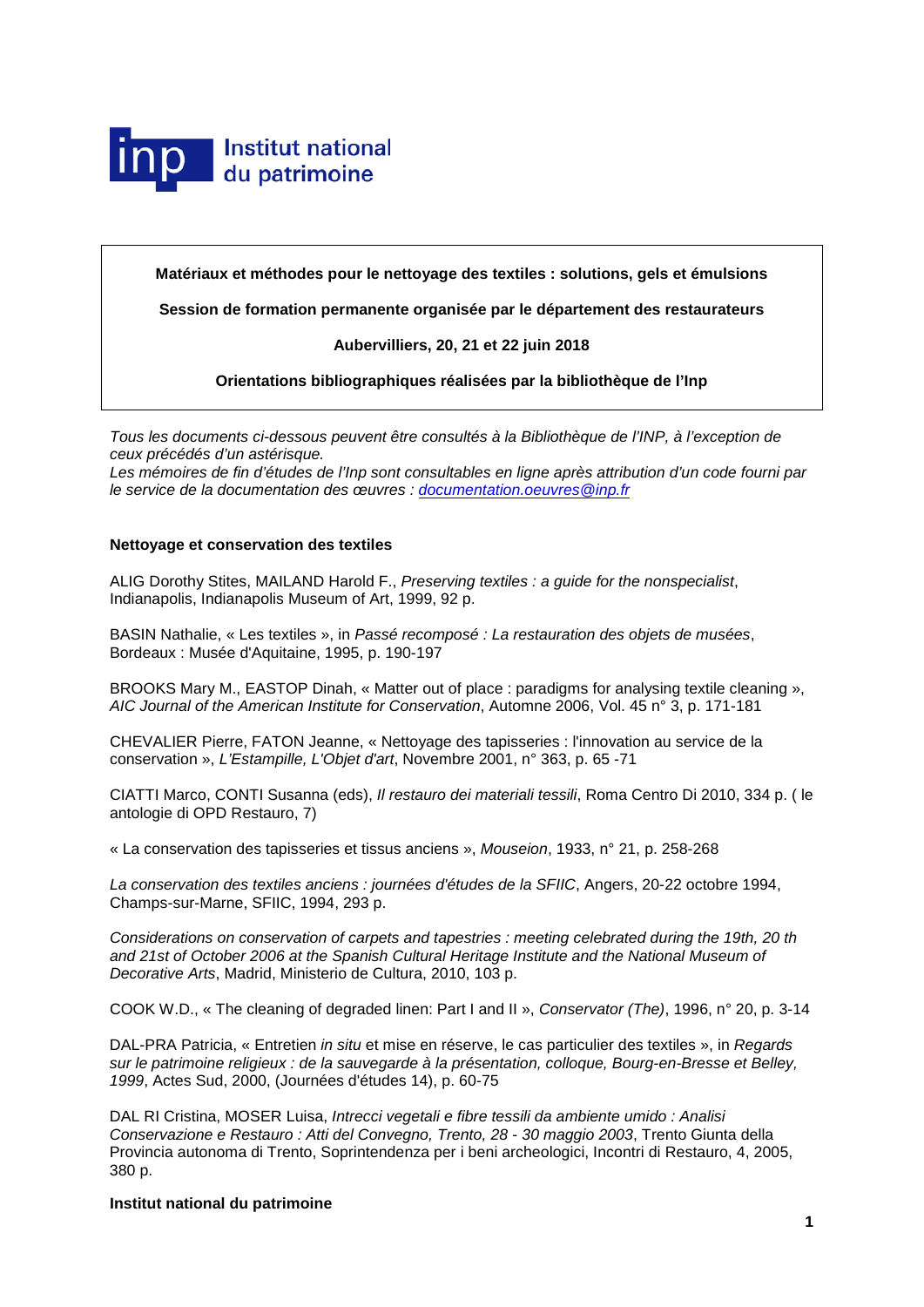Institut national du patrimoine

**Matériaux et méthodes pour le nettoyage des textiles : solutions, gels et émulsions**

**Session de formation permanente organisée par le département des restaurateurs**

**Aubervilliers, 20, 21 et 22 juin 2018**

**Orientations bibliographiques réalisées par la bibliothèque de l'Inp**

*Tous les documents ci-dessous peuvent être consultés à la Bibliothèque de l'INP, à l'exception de ceux précédés d'un astérisque.*
*Les mémoires de fin d'études de l'Inp sont consultables en ligne après attribution d'un code fourni par le service de la documentation des œuvres : documentation.oeuvres@inp.fr*

### Nettoyage et conservation des textiles

ALIG Dorothy Stites, MAILAND Harold F., *Preserving textiles : a guide for the nonspecialist*, Indianapolis, Indianapolis Museum of Art, 1999, 92 p.

BASIN Nathalie, « Les textiles », in *Passé recomposé : La restauration des objets de musées*, Bordeaux : Musée d'Aquitaine, 1995, p. 190-197

BROOKS Mary M., EASTOP Dinah, « Matter out of place : paradigms for analysing textile cleaning », *AIC Journal of the American Institute for Conservation*, Automne 2006, Vol. 45 n° 3, p. 171-181

CHEVALIER Pierre, FATON Jeanne, « Nettoyage des tapisseries : l'innovation au service de la conservation », *L'Estampille, L'Objet d'art*, Novembre 2001, n° 363, p. 65 -71

CIATTI Marco, CONTI Susanna (eds), *Il restauro dei materiali tessili*, Roma Centro Di 2010, 334 p. ( le antologie di OPD Restauro, 7)

« La conservation des tapisseries et tissus anciens », *Mouseion*, 1933, n° 21, p. 258-268

*La conservation des textiles anciens : journées d'études de la SFIIC*, Angers, 20-22 octobre 1994, Champs-sur-Marne, SFIIC, 1994, 293 p.

*Considerations on conservation of carpets and tapestries : meeting celebrated during the 19th, 20 th and 21st of October 2006 at the Spanish Cultural Heritage Institute and the National Museum of Decorative Arts*, Madrid, Ministerio de Cultura, 2010, 103 p.

COOK W.D., « The cleaning of degraded linen: Part I and II », *Conservator (The)*, 1996, n° 20, p. 3-14

DAL-PRA Patricia, « Entretien *in situ* et mise en réserve, le cas particulier des textiles », in *Regards sur le patrimoine religieux : de la sauvegarde à la présentation, colloque, Bourg-en-Bresse et Belley, 1999*, Actes Sud, 2000, (Journées d'études 14), p. 60-75

DAL RI Cristina, MOSER Luisa, *Intrecci vegetali e fibre tessili da ambiente umido : Analisi Conservazione e Restauro : Atti del Convegno, Trento, 28 - 30 maggio 2003*, Trento Giunta della Provincia autonoma di Trento, Soprintendenza per i beni archeologici, Incontri di Restauro, 4, 2005, 380 p.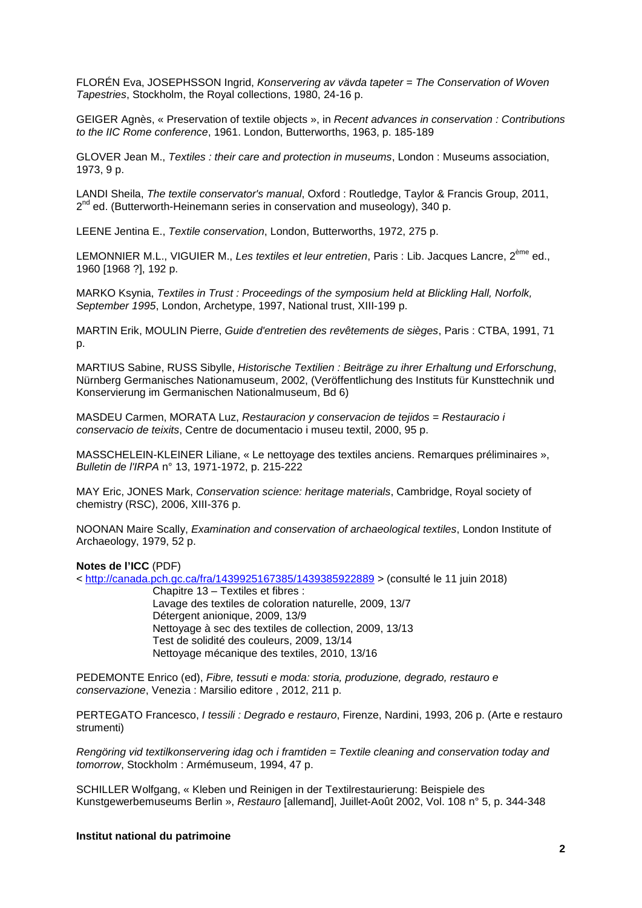FLORÉN Eva, JOSEPHSSON Ingrid, *Konservering av vävda tapeter = The Conservation of Woven Tapestries*, Stockholm, the Royal collections, 1980, 24-16 p.

GEIGER Agnès, « Preservation of textile objects », in *Recent advances in conservation : Contributions to the IIC Rome conference*, 1961. London, Butterworths, 1963, p. 185-189

GLOVER Jean M., *Textiles : their care and protection in museums*, London : Museums association, 1973, 9 p.

LANDI Sheila, *The textile conservator's manual*, Oxford : Routledge, Taylor & Francis Group, 2011, 2nd ed. (Butterworth-Heinemann series in conservation and museology), 340 p.

LEENE Jentina E., *Textile conservation*, London, Butterworths, 1972, 275 p.

LEMONNIER M.L., VIGUIER M., *Les textiles et leur entretien*, Paris : Lib. Jacques Lancre, 2ème ed., 1960 [1968 ?], 192 p.

MARKO Ksynia, *Textiles in Trust : Proceedings of the symposium held at Blickling Hall, Norfolk, September 1995*, London, Archetype, 1997, National trust, XIII-199 p.

MARTIN Erik, MOULIN Pierre, *Guide d'entretien des revêtements de sièges*, Paris : CTBA, 1991, 71 p.

MARTIUS Sabine, RUSS Sibylle, *Historische Textilien : Beiträge zu ihrer Erhaltung und Erforschung*, Nürnberg Germanisches Nationamuseum, 2002, (Veröffentlichung des Instituts für Kunsttechnik und Konservierung im Germanischen Nationalmuseum, Bd 6)

MASDEU Carmen, MORATA Luz, *Restauracion y conservacion de tejidos = Restauracio i conservacio de teixits*, Centre de documentacio i museu textil, 2000, 95 p.

MASSCHELEIN-KLEINER Liliane, « Le nettoyage des textiles anciens. Remarques préliminaires », *Bulletin de l'IRPA* n° 13, 1971-1972, p. 215-222

MAY Eric, JONES Mark, *Conservation science: heritage materials*, Cambridge, Royal society of chemistry (RSC), 2006, XIII-376 p.

NOONAN Maire Scally, *Examination and conservation of archaeological textiles*, London Institute of Archaeology, 1979, 52 p.

**Notes de l'ICC** (PDF)
< http://canada.pch.gc.ca/fra/1439925167385/1439385922889 > (consulté le 11 juin 2018)

Chapitre 13 – Textiles et fibres :
Lavage des textiles de coloration naturelle, 2009, 13/7
Détergent anionique, 2009, 13/9
Nettoyage à sec des textiles de collection, 2009, 13/13
Test de solidité des couleurs, 2009, 13/14
Nettoyage mécanique des textiles, 2010, 13/16

PEDEMONTE Enrico (ed), *Fibre, tessuti e moda: storia, produzione, degrado, restauro e conservazione*, Venezia : Marsilio editore , 2012, 211 p.

PERTEGATO Francesco, *I tessili : Degrado e restauro*, Firenze, Nardini, 1993, 206 p. (Arte e restauro strumenti)

*Rengöring vid textilkonservering idag och i framtiden = Textile cleaning and conservation today and tomorrow*, Stockholm : Armémuseum, 1994, 47 p.

SCHILLER Wolfgang, « Kleben und Reinigen in der Textilrestaurierung: Beispiele des Kunstgewerbemuseums Berlin », *Restauro* [allemand], Juillet-Août 2002, Vol. 108 n° 5, p. 344-348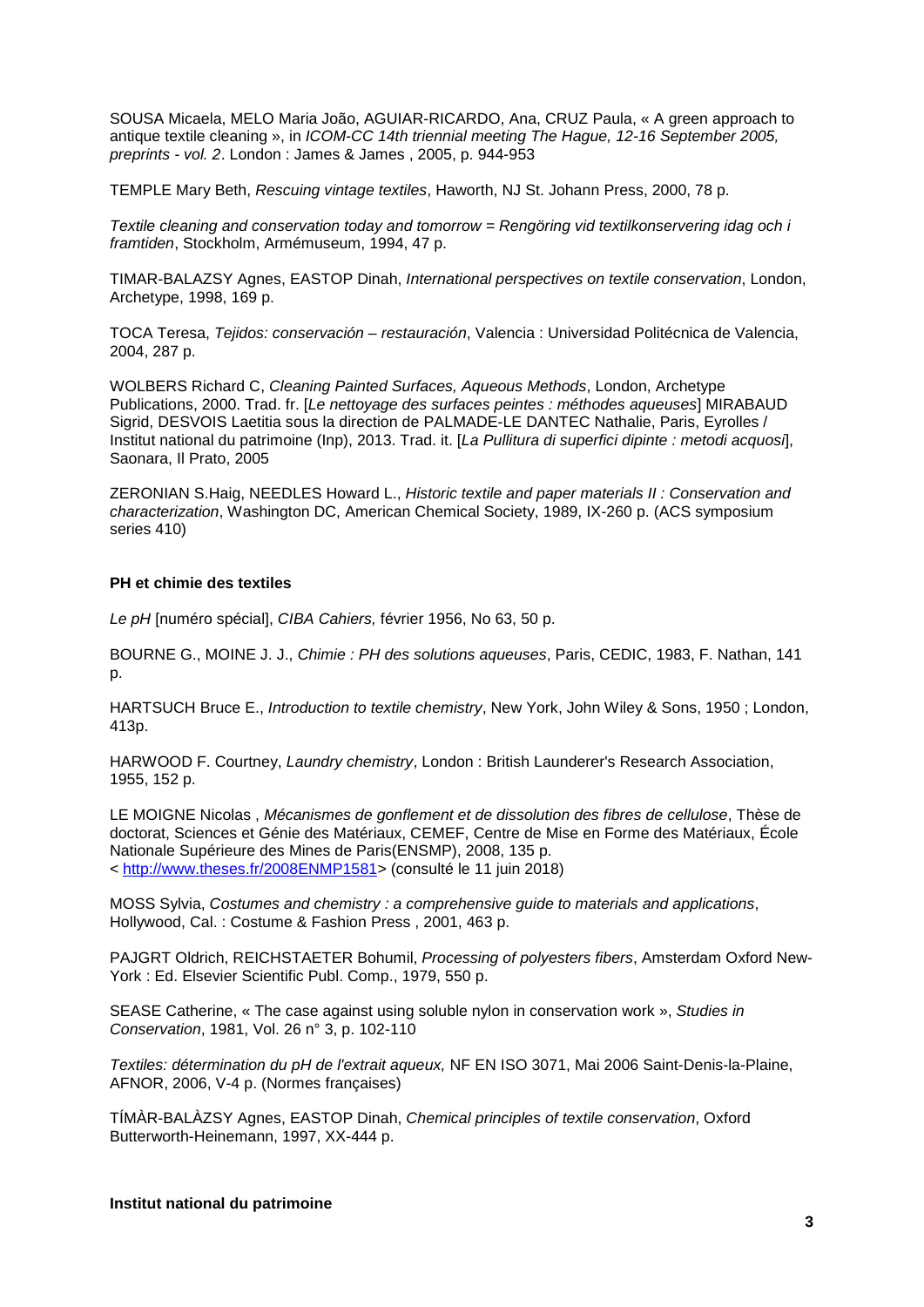SOUSA Micaela, MELO Maria João, AGUIAR-RICARDO, Ana, CRUZ Paula, « A green approach to antique textile cleaning », in *ICOM-CC 14th triennial meeting The Hague, 12-16 September 2005, preprints - vol. 2*. London : James & James , 2005, p. 944-953

TEMPLE Mary Beth, *Rescuing vintage textiles*, Haworth, NJ St. Johann Press, 2000, 78 p.

*Textile cleaning and conservation today and tomorrow = Rengöring vid textilkonservering idag och i framtiden*, Stockholm, Armémuseum, 1994, 47 p.

TIMAR-BALAZSY Agnes, EASTOP Dinah, *International perspectives on textile conservation*, London, Archetype, 1998, 169 p.

TOCA Teresa, *Tejidos: conservación – restauración*, Valencia : Universidad Politécnica de Valencia, 2004, 287 p.

WOLBERS Richard C, *Cleaning Painted Surfaces, Aqueous Methods*, London, Archetype Publications, 2000. Trad. fr. [*Le nettoyage des surfaces peintes : méthodes aqueuses*] MIRABAUD Sigrid, DESVOIS Laetitia sous la direction de PALMADE-LE DANTEC Nathalie, Paris, Eyrolles / Institut national du patrimoine (Inp), 2013. Trad. it. [*La Pullitura di superfici dipinte : metodi acquosi*], Saonara, Il Prato, 2005

ZERONIAN S.Haig, NEEDLES Howard L., *Historic textile and paper materials II : Conservation and characterization*, Washington DC, American Chemical Society, 1989, IX-260 p. (ACS symposium series 410)

**PH et chimie des textiles**

*Le pH* [numéro spécial], *CIBA Cahiers,* février 1956, No 63, 50 p.

BOURNE G., MOINE J. J., *Chimie : PH des solutions aqueuses*, Paris, CEDIC, 1983, F. Nathan, 141 p.

HARTSUCH Bruce E., *Introduction to textile chemistry*, New York, John Wiley & Sons, 1950 ; London, 413p.

HARWOOD F. Courtney, *Laundry chemistry*, London : British Launderer's Research Association, 1955, 152 p.

LE MOIGNE Nicolas , *Mécanismes de gonflement et de dissolution des fibres de cellulose*, Thèse de doctorat, Sciences et Génie des Matériaux, CEMEF, Centre de Mise en Forme des Matériaux, École Nationale Supérieure des Mines de Paris(ENSMP), 2008, 135 p. < http://www.theses.fr/2008ENMP1581> (consulté le 11 juin 2018)

MOSS Sylvia, *Costumes and chemistry : a comprehensive guide to materials and applications*, Hollywood, Cal. : Costume & Fashion Press , 2001, 463 p.

PAJGRT Oldrich, REICHSTAETER Bohumil, *Processing of polyesters fibers*, Amsterdam Oxford New-York : Ed. Elsevier Scientific Publ. Comp., 1979, 550 p.

SEASE Catherine, « The case against using soluble nylon in conservation work », *Studies in Conservation*, 1981, Vol. 26 n° 3, p. 102-110

*Textiles: détermination du pH de l'extrait aqueux,* NF EN ISO 3071, Mai 2006 Saint-Denis-la-Plaine, AFNOR, 2006, V-4 p. (Normes françaises)

TÍMÀR-BALÀZSY Agnes, EASTOP Dinah, *Chemical principles of textile conservation*, Oxford Butterworth-Heinemann, 1997, XX-444 p.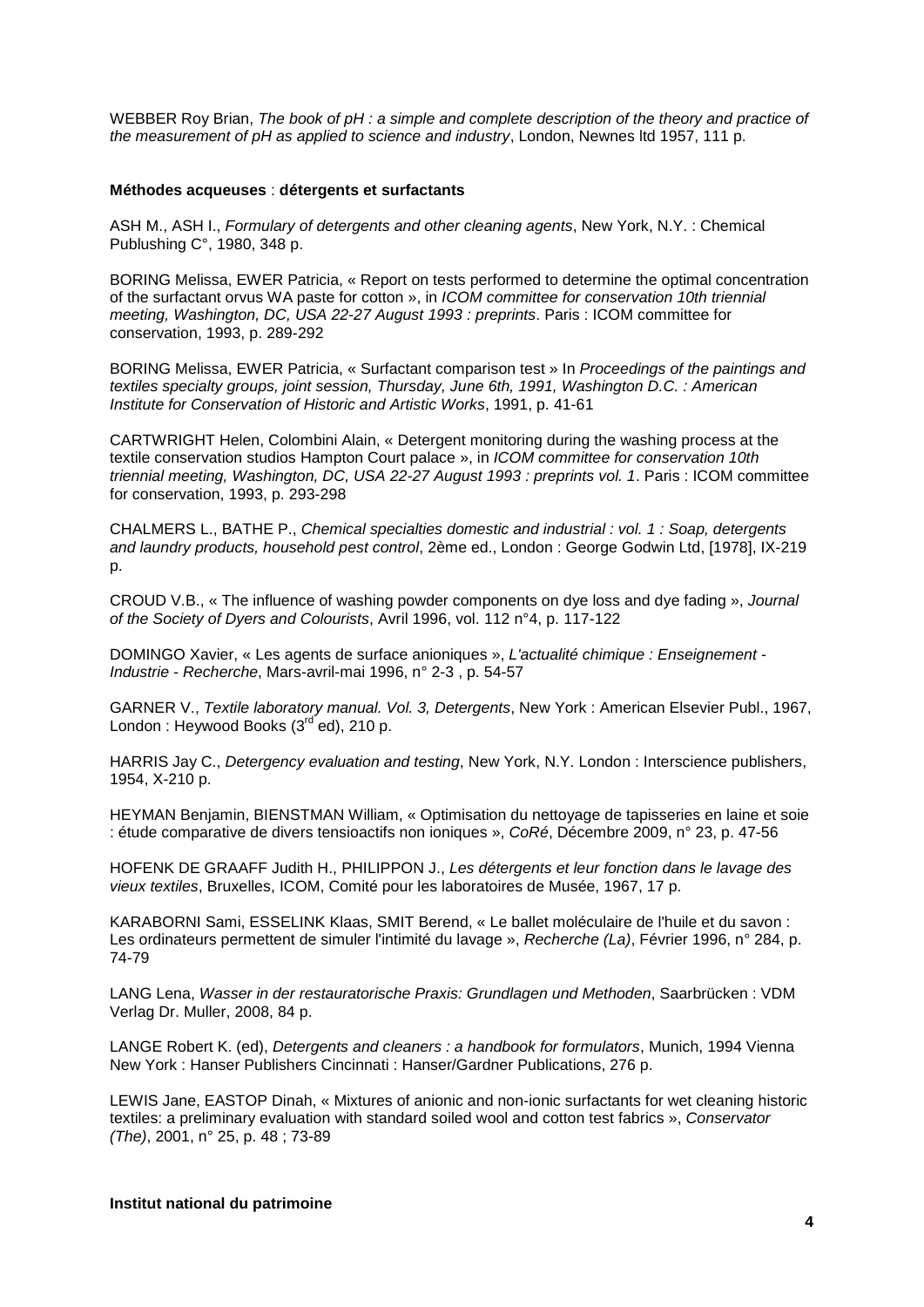WEBBER Roy Brian, *The book of pH : a simple and complete description of the theory and practice of the measurement of pH as applied to science and industry*, London, Newnes ltd 1957, 111 p.

**Méthodes acqueuses** : **détergents et surfactants**

ASH M., ASH I., *Formulary of detergents and other cleaning agents*, New York, N.Y. : Chemical Publushing C°, 1980, 348 p.

BORING Melissa, EWER Patricia, « Report on tests performed to determine the optimal concentration of the surfactant orvus WA paste for cotton », in *ICOM committee for conservation 10th triennial meeting, Washington, DC, USA 22-27 August 1993 : preprints*. Paris : ICOM committee for conservation, 1993, p. 289-292

BORING Melissa, EWER Patricia, « Surfactant comparison test » In *Proceedings of the paintings and textiles specialty groups, joint session, Thursday, June 6th, 1991, Washington D.C. : American Institute for Conservation of Historic and Artistic Works*, 1991, p. 41-61

CARTWRIGHT Helen, Colombini Alain, « Detergent monitoring during the washing process at the textile conservation studios Hampton Court palace », in *ICOM committee for conservation 10th triennial meeting, Washington, DC, USA 22-27 August 1993 : preprints vol. 1*. Paris : ICOM committee for conservation, 1993, p. 293-298

CHALMERS L., BATHE P., *Chemical specialties domestic and industrial : vol. 1 : Soap, detergents and laundry products, household pest control*, 2ème ed., London : George Godwin Ltd, [1978], IX-219 p.

CROUD V.B., « The influence of washing powder components on dye loss and dye fading », *Journal of the Society of Dyers and Colourists*, Avril 1996, vol. 112 n°4, p. 117-122

DOMINGO Xavier, « Les agents de surface anioniques », *L'actualité chimique : Enseignement - Industrie - Recherche*, Mars-avril-mai 1996, n° 2-3 , p. 54-57

GARNER V., *Textile laboratory manual. Vol. 3, Detergents*, New York : American Elsevier Publ., 1967, London : Heywood Books (3rd ed), 210 p.

HARRIS Jay C., *Detergency evaluation and testing*, New York, N.Y. London : Interscience publishers, 1954, X-210 p.

HEYMAN Benjamin, BIENSTMAN William, « Optimisation du nettoyage de tapisseries en laine et soie : étude comparative de divers tensioactifs non ioniques », *CoRé*, Décembre 2009, n° 23, p. 47-56

HOFENK DE GRAAFF Judith H., PHILIPPON J., *Les détergents et leur fonction dans le lavage des vieux textiles*, Bruxelles, ICOM, Comité pour les laboratoires de Musée, 1967, 17 p.

KARABORNI Sami, ESSELINK Klaas, SMIT Berend, « Le ballet moléculaire de l'huile et du savon : Les ordinateurs permettent de simuler l'intimité du lavage », *Recherche (La)*, Février 1996, n° 284, p. 74-79

LANG Lena, *Wasser in der restauratorische Praxis: Grundlagen und Methoden*, Saarbrücken : VDM Verlag Dr. Muller, 2008, 84 p.

LANGE Robert K. (ed), *Detergents and cleaners : a handbook for formulators*, Munich, 1994 Vienna New York : Hanser Publishers Cincinnati : Hanser/Gardner Publications, 276 p.

LEWIS Jane, EASTOP Dinah, « Mixtures of anionic and non-ionic surfactants for wet cleaning historic textiles: a preliminary evaluation with standard soiled wool and cotton test fabrics », *Conservator (The)*, 2001, n° 25, p. 48 ; 73-89

**Institut national du patrimoine**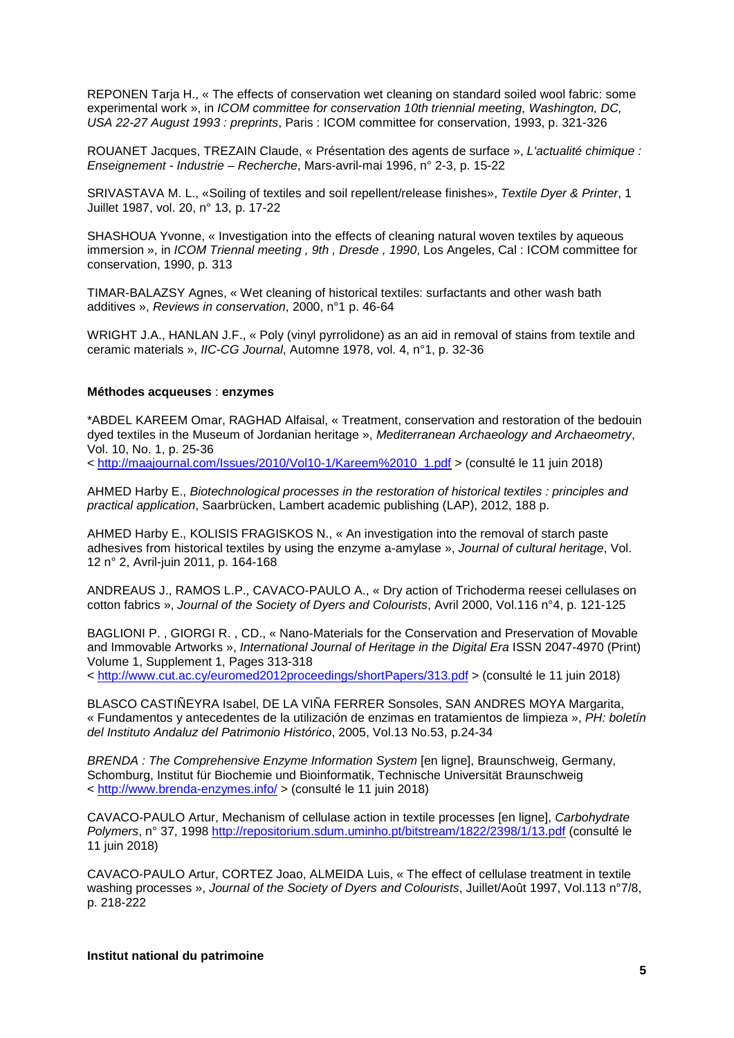REPONEN Tarja H., « The effects of conservation wet cleaning on standard soiled wool fabric: some experimental work », in *ICOM committee for conservation 10th triennial meeting, Washington, DC, USA 22-27 August 1993 : preprints*, Paris : ICOM committee for conservation, 1993, p. 321-326

ROUANET Jacques, TREZAIN Claude, « Présentation des agents de surface », *L'actualité chimique : Enseignement - Industrie – Recherche*, Mars-avril-mai 1996, n° 2-3, p. 15-22

SRIVASTAVA M. L., «Soiling of textiles and soil repellent/release finishes», *Textile Dyer & Printer*, 1 Juillet 1987, vol. 20, n° 13, p. 17-22

SHASHOUA Yvonne, « Investigation into the effects of cleaning natural woven textiles by aqueous immersion », in *ICOM Triennal meeting , 9th , Dresde , 1990*, Los Angeles, Cal : ICOM committee for conservation, 1990, p. 313

TIMAR-BALAZSY Agnes, « Wet cleaning of historical textiles: surfactants and other wash bath additives », *Reviews in conservation*, 2000, n°1 p. 46-64

WRIGHT J.A., HANLAN J.F., « Poly (vinyl pyrrolidone) as an aid in removal of stains from textile and ceramic materials », *IIC-CG Journal*, Automne 1978, vol. 4, n°1, p. 32-36

**Méthodes acqueuses** : **enzymes**

*ABDEL KAREEM Omar, RAGHAD Alfaisal, « Treatment, conservation and restoration of the bedouin dyed textiles in the Museum of Jordanian heritage », *Mediterranean Archaeology and Archaeometry*, Vol. 10, No. 1, p. 25-36
< http://maajournal.com/Issues/2010/Vol10-1/Kareem%2010_1.pdf > (consulté le 11 juin 2018)

AHMED Harby E., *Biotechnological processes in the restoration of historical textiles : principles and practical application*, Saarbrücken, Lambert academic publishing (LAP), 2012, 188 p.

AHMED Harby E., KOLISIS FRAGISKOS N., « An investigation into the removal of starch paste adhesives from historical textiles by using the enzyme a-amylase », *Journal of cultural heritage*, Vol. 12 n° 2, Avril-juin 2011, p. 164-168

ANDREAUS J., RAMOS L.P., CAVACO-PAULO A., « Dry action of Trichoderma reesei cellulases on cotton fabrics », *Journal of the Society of Dyers and Colourists*, Avril 2000, Vol.116 n°4, p. 121-125

BAGLIONI P. , GIORGI R. , CD., « Nano-Materials for the Conservation and Preservation of Movable and Immovable Artworks », *International Journal of Heritage in the Digital Era* ISSN 2047-4970 (Print) Volume 1, Supplement 1, Pages 313-318
< http://www.cut.ac.cy/euromed2012proceedings/shortPapers/313.pdf > (consulté le 11 juin 2018)

BLASCO CASTIÑEYRA Isabel, DE LA VIÑA FERRER Sonsoles, SAN ANDRES MOYA Margarita, « Fundamentos y antecedentes de la utilización de enzimas en tratamientos de limpieza », *PH: boletín del Instituto Andaluz del Patrimonio Histórico*, 2005, Vol.13 No.53, p.24-34

*BRENDA : The Comprehensive Enzyme Information System* [en ligne], Braunschweig, Germany, Schomburg, Institut für Biochemie und Bioinformatik, Technische Universität Braunschweig
< http://www.brenda-enzymes.info/ > (consulté le 11 juin 2018)

CAVACO-PAULO Artur, Mechanism of cellulase action in textile processes [en ligne], *Carbohydrate Polymers*, n° 37, 1998 http://repositorium.sdum.uminho.pt/bitstream/1822/2398/1/13.pdf (consulté le 11 juin 2018)

CAVACO-PAULO Artur, CORTEZ Joao, ALMEIDA Luis, « The effect of cellulase treatment in textile washing processes », *Journal of the Society of Dyers and Colourists*, Juillet/Août 1997, Vol.113 n°7/8, p. 218-222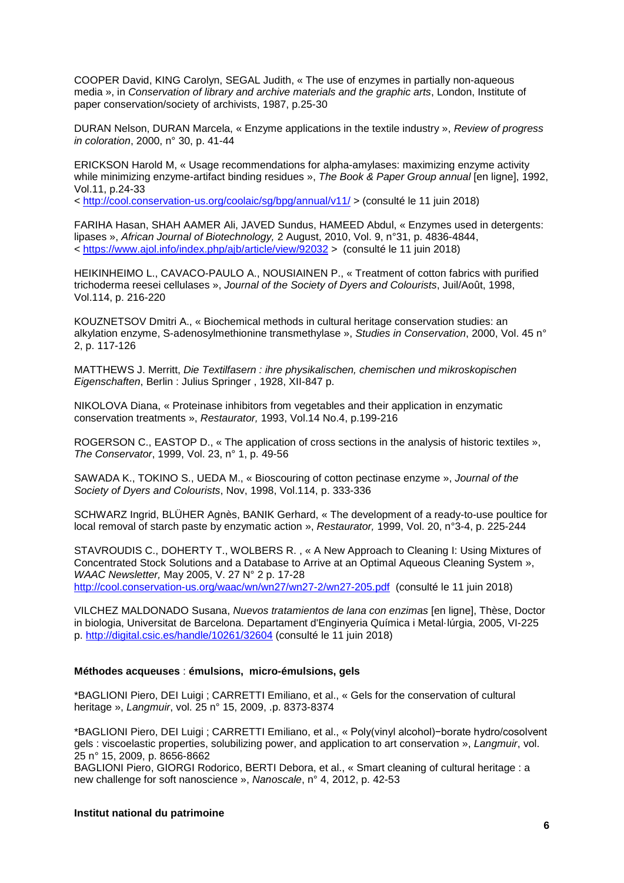COOPER David, KING Carolyn, SEGAL Judith, « The use of enzymes in partially non-aqueous media », in *Conservation of library and archive materials and the graphic arts*, London, Institute of paper conservation/society of archivists, 1987, p.25-30

DURAN Nelson, DURAN Marcela, « Enzyme applications in the textile industry », *Review of progress in coloration*, 2000, n° 30, p. 41-44

ERICKSON Harold M, « Usage recommendations for alpha-amylases: maximizing enzyme activity while minimizing enzyme-artifact binding residues », *The Book & Paper Group annual* [en ligne], 1992, Vol.11, p.24-33
< http://cool.conservation-us.org/coolaic/sg/bpg/annual/v11/ > (consulté le 11 juin 2018)

FARIHA Hasan, SHAH AAMER Ali, JAVED Sundus, HAMEED Abdul, « Enzymes used in detergents: lipases », *African Journal of Biotechnology,* 2 August, 2010, Vol. 9, n°31, p. 4836-4844,
< https://www.ajol.info/index.php/ajb/article/view/92032 > (consulté le 11 juin 2018)

HEIKINHEIMO L., CAVACO-PAULO A., NOUSIAINEN P., « Treatment of cotton fabrics with purified trichoderma reesei cellulases », *Journal of the Society of Dyers and Colourists*, Juil/Août, 1998, Vol.114, p. 216-220

KOUZNETSOV Dmitri A., « Biochemical methods in cultural heritage conservation studies: an alkylation enzyme, S-adenosylmethionine transmethylase », *Studies in Conservation*, 2000, Vol. 45 n° 2, p. 117-126

MATTHEWS J. Merritt, *Die Textilfasern : ihre physikalischen, chemischen und mikroskopischen Eigenschaften*, Berlin : Julius Springer , 1928, XII-847 p.

NIKOLOVA Diana, « Proteinase inhibitors from vegetables and their application in enzymatic conservation treatments », *Restaurator,* 1993, Vol.14 No.4, p.199-216

ROGERSON C., EASTOP D., « The application of cross sections in the analysis of historic textiles », *The Conservator*, 1999, Vol. 23, n° 1, p. 49-56

SAWADA K., TOKINO S., UEDA M., « Bioscouring of cotton pectinase enzyme », *Journal of the Society of Dyers and Colourists*, Nov, 1998, Vol.114, p. 333-336

SCHWARZ Ingrid, BLÜHER Agnès, BANIK Gerhard, « The development of a ready-to-use poultice for local removal of starch paste by enzymatic action », *Restaurator,* 1999, Vol. 20, n°3-4, p. 225-244

STAVROUDIS C., DOHERTY T., WOLBERS R. , « A New Approach to Cleaning I: Using Mixtures of Concentrated Stock Solutions and a Database to Arrive at an Optimal Aqueous Cleaning System », *WAAC Newsletter,* May 2005, V. 27 N° 2 p. 17-28
http://cool.conservation-us.org/waac/wn/wn27/wn27-2/wn27-205.pdf (consulté le 11 juin 2018)

VILCHEZ MALDONADO Susana, *Nuevos tratamientos de lana con enzimas* [en ligne], Thèse, Doctor in biologia, Universitat de Barcelona. Departament d'Enginyeria Química i Metal·lúrgia, 2005, VI-225 p. http://digital.csic.es/handle/10261/32604 (consulté le 11 juin 2018)

**Méthodes acqueuses** : **émulsions, micro-émulsions, gels**

*BAGLIONI Piero, DEI Luigi ; CARRETTI Emiliano, et al., « Gels for the conservation of cultural heritage », *Langmuir*, vol. 25 n° 15, 2009, .p. 8373-8374

*BAGLIONI Piero, DEI Luigi ; CARRETTI Emiliano, et al., « Poly(vinyl alcohol)−borate hydro/cosolvent gels : viscoelastic properties, solubilizing power, and application to art conservation », *Langmuir*, vol. 25 n° 15, 2009, p. 8656-8662
BAGLIONI Piero, GIORGI Rodorico, BERTI Debora, et al., « Smart cleaning of cultural heritage : a new challenge for soft nanoscience », *Nanoscale*, n° 4, 2012, p. 42-53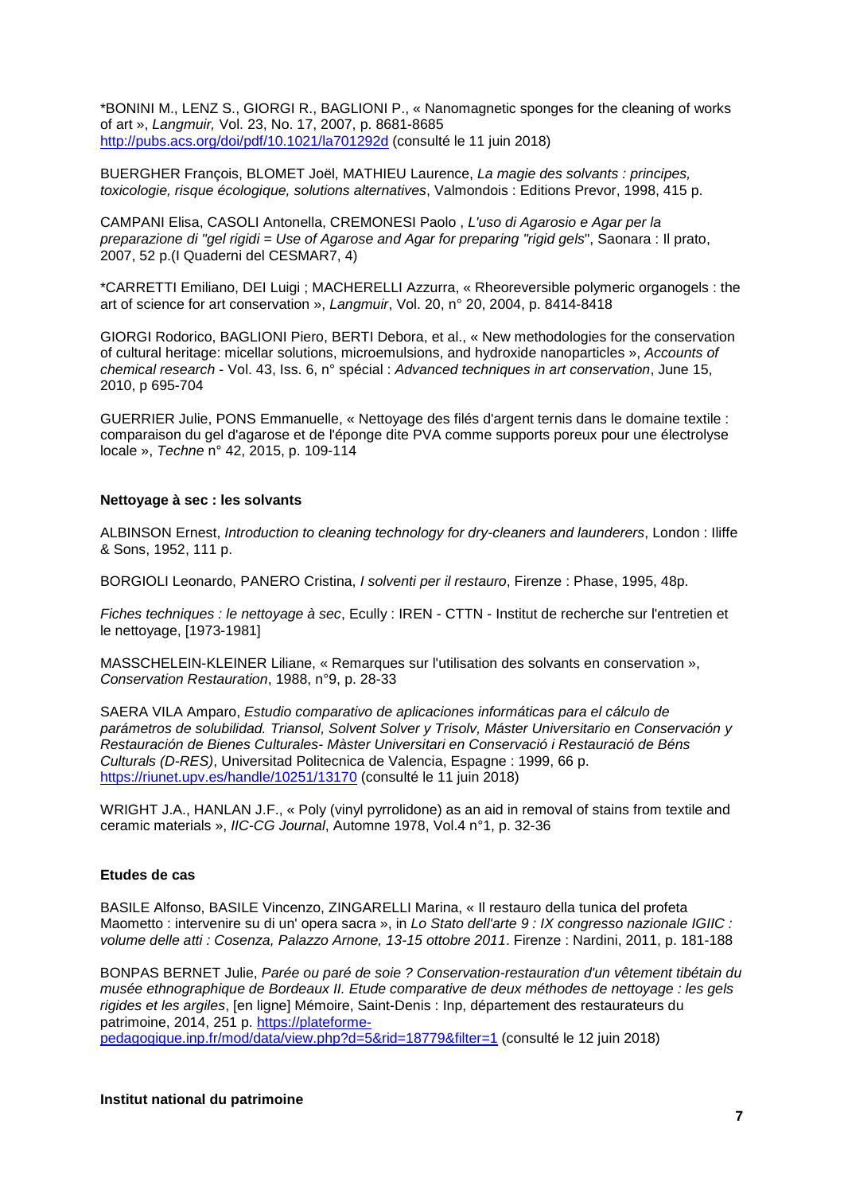*BONINI M., LENZ S., GIORGI R., BAGLIONI P., « Nanomagnetic sponges for the cleaning of works of art », *Langmuir,* Vol. 23, No. 17, 2007, p. 8681-8685 http://pubs.acs.org/doi/pdf/10.1021/la701292d (consulté le 11 juin 2018)

BUERGHER François, BLOMET Joël, MATHIEU Laurence, *La magie des solvants : principes, toxicologie, risque écologique, solutions alternatives*, Valmondois : Editions Prevor, 1998, 415 p.

CAMPANI Elisa, CASOLI Antonella, CREMONESI Paolo , *L'uso di Agarosio e Agar per la preparazione di "gel rigidi = Use of Agarose and Agar for preparing "rigid gels*", Saonara : Il prato, 2007, 52 p.(I Quaderni del CESMAR7, 4)

*CARRETTI Emiliano, DEI Luigi ; MACHERELLI Azzurra, « Rheoreversible polymeric organogels : the art of science for art conservation », *Langmuir*, Vol. 20, n° 20, 2004, p. 8414-8418

GIORGI Rodorico, BAGLIONI Piero, BERTI Debora, et al., « New methodologies for the conservation of cultural heritage: micellar solutions, microemulsions, and hydroxide nanoparticles », *Accounts of chemical research* - Vol. 43, Iss. 6, n° spécial : *Advanced techniques in art conservation*, June 15, 2010, p 695-704

GUERRIER Julie, PONS Emmanuelle, « Nettoyage des filés d'argent ternis dans le domaine textile : comparaison du gel d'agarose et de l'éponge dite PVA comme supports poreux pour une électrolyse locale », *Techne* n° 42, 2015, p. 109-114

**Nettoyage à sec : les solvants**

ALBINSON Ernest, *Introduction to cleaning technology for dry-cleaners and launderers*, London : Iliffe & Sons, 1952, 111 p.

BORGIOLI Leonardo, PANERO Cristina, *I solventi per il restauro*, Firenze : Phase, 1995, 48p.

*Fiches techniques : le nettoyage à sec*, Ecully : IREN - CTTN - Institut de recherche sur l'entretien et le nettoyage, [1973-1981]

MASSCHELEIN-KLEINER Liliane, « Remarques sur l'utilisation des solvants en conservation », *Conservation Restauration*, 1988, n°9, p. 28-33

SAERA VILA Amparo, *Estudio comparativo de aplicaciones informáticas para el cálculo de parámetros de solubilidad. Triansol, Solvent Solver y Trisolv, Máster Universitario en Conservación y Restauración de Bienes Culturales- Màster Universitari en Conservació i Restauració de Béns Culturals (D-RES)*, Universitad Politecnica de Valencia, Espagne : 1999, 66 p. https://riunet.upv.es/handle/10251/13170 (consulté le 11 juin 2018)

WRIGHT J.A., HANLAN J.F., « Poly (vinyl pyrrolidone) as an aid in removal of stains from textile and ceramic materials », *IIC-CG Journal*, Automne 1978, Vol.4 n°1, p. 32-36

**Etudes de cas**

BASILE Alfonso, BASILE Vincenzo, ZINGARELLI Marina, « Il restauro della tunica del profeta Maometto : intervenire su di un' opera sacra », in *Lo Stato dell'arte 9 : IX congresso nazionale IGIIC : volume delle atti : Cosenza, Palazzo Arnone, 13-15 ottobre 2011*. Firenze : Nardini, 2011, p. 181-188

BONPAS BERNET Julie, *Parée ou paré de soie ? Conservation-restauration d'un vêtement tibétain du musée ethnographique de Bordeaux II. Etude comparative de deux méthodes de nettoyage : les gels rigides et les argiles*, [en ligne] Mémoire, Saint-Denis : Inp, département des restaurateurs du patrimoine, 2014, 251 p. https://plateforme-pedagogique.inp.fr/mod/data/view.php?d=5&rid=18779&filter=1 (consulté le 12 juin 2018)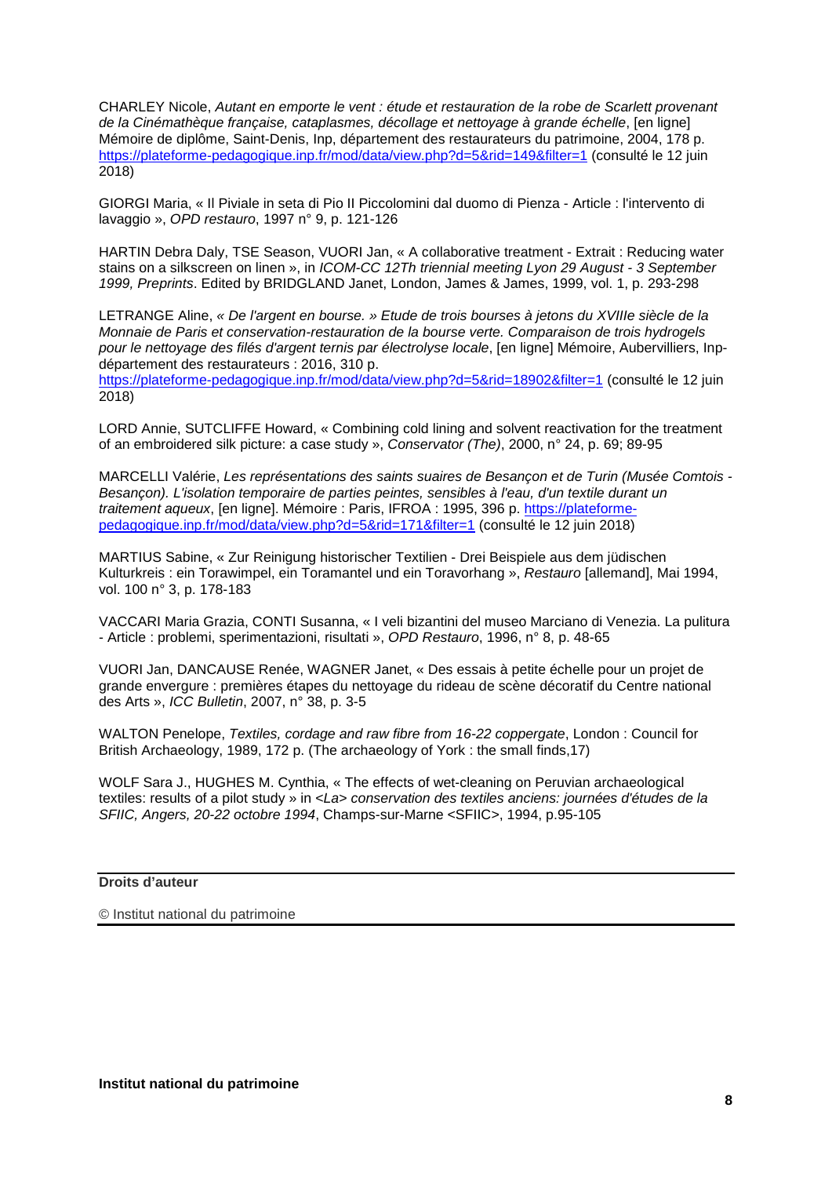CHARLEY Nicole, *Autant en emporte le vent : étude et restauration de la robe de Scarlett provenant de la Cinémathèque française, cataplasmes, décollage et nettoyage à grande échelle*, [en ligne] Mémoire de diplôme, Saint-Denis, Inp, département des restaurateurs du patrimoine, 2004, 178 p. https://plateforme-pedagogique.inp.fr/mod/data/view.php?d=5&rid=149&filter=1 (consulté le 12 juin 2018)

GIORGI Maria, « Il Piviale in seta di Pio II Piccolomini dal duomo di Pienza - Article : l'intervento di lavaggio », *OPD restauro*, 1997 n° 9, p. 121-126

HARTIN Debra Daly, TSE Season, VUORI Jan, « A collaborative treatment - Extrait : Reducing water stains on a silkscreen on linen », in *ICOM-CC 12Th triennial meeting Lyon 29 August - 3 September 1999, Preprints*. Edited by BRIDGLAND Janet, London, James & James, 1999, vol. 1, p. 293-298

LETRANGE Aline, *« De l'argent en bourse. » Etude de trois bourses à jetons du XVIIIe siècle de la Monnaie de Paris et conservation-restauration de la bourse verte. Comparaison de trois hydrogels pour le nettoyage des filés d'argent ternis par électrolyse locale*, [en ligne] Mémoire, Aubervilliers, Inp-département des restaurateurs : 2016, 310 p. https://plateforme-pedagogique.inp.fr/mod/data/view.php?d=5&rid=18902&filter=1 (consulté le 12 juin 2018)

LORD Annie, SUTCLIFFE Howard, « Combining cold lining and solvent reactivation for the treatment of an embroidered silk picture: a case study », *Conservator (The)*, 2000, n° 24, p. 69; 89-95

MARCELLI Valérie, *Les représentations des saints suaires de Besançon et de Turin (Musée Comtois - Besançon). L'isolation temporaire de parties peintes, sensibles à l'eau, d'un textile durant un traitement aqueux*, [en ligne]. Mémoire : Paris, IFROA : 1995, 396 p. https://plateforme-pedagogique.inp.fr/mod/data/view.php?d=5&rid=171&filter=1 (consulté le 12 juin 2018)

MARTIUS Sabine, « Zur Reinigung historischer Textilien - Drei Beispiele aus dem jüdischen Kulturkreis : ein Torawimpel, ein Toramantel und ein Toravorhang », *Restauro* [allemand], Mai 1994, vol. 100 n° 3, p. 178-183

VACCARI Maria Grazia, CONTI Susanna, « I veli bizantini del museo Marciano di Venezia. La pulitura - Article : problemi, sperimentazioni, risultati », *OPD Restauro*, 1996, n° 8, p. 48-65

VUORI Jan, DANCAUSE Renée, WAGNER Janet, « Des essais à petite échelle pour un projet de grande envergure : premières étapes du nettoyage du rideau de scène décoratif du Centre national des Arts », *ICC Bulletin*, 2007, n° 38, p. 3-5

WALTON Penelope, *Textiles, cordage and raw fibre from 16-22 coppergate*, London : Council for British Archaeology, 1989, 172 p. (The archaeology of York : the small finds,17)

WOLF Sara J., HUGHES M. Cynthia, « The effects of wet-cleaning on Peruvian archaeological textiles: results of a pilot study » in *<La> conservation des textiles anciens: journées d'études de la SFIIC, Angers, 20-22 octobre 1994*, Champs-sur-Marne <SFIIC>, 1994, p.95-105

**Droits d'auteur**

© Institut national du patrimoine